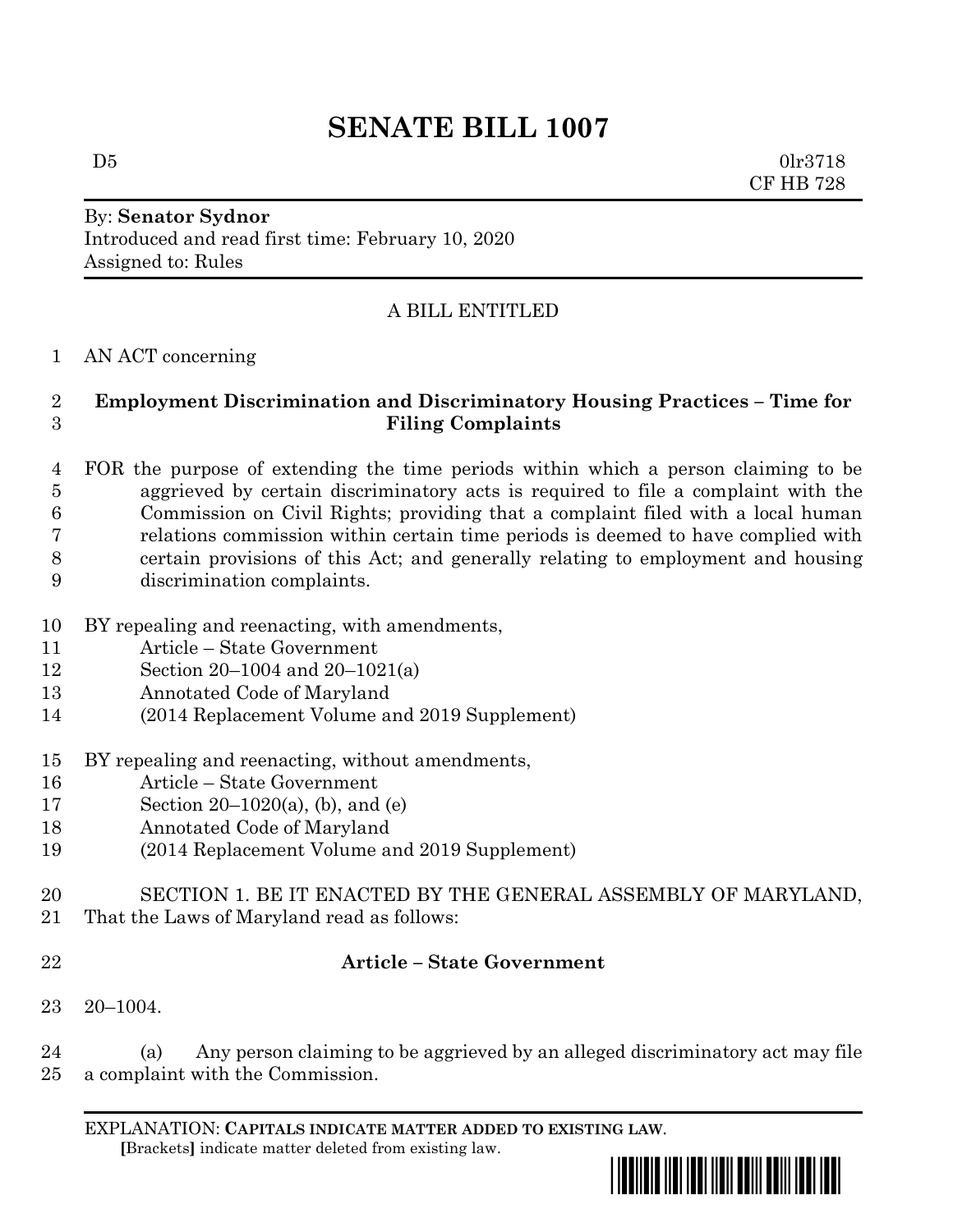# SENATE BILL 1007

D5 0lr3718
CF HB 728

By: **Senator Sydnor**
Introduced and read first time: February 10, 2020
Assigned to: Rules

A BILL ENTITLED

1 AN ACT concerning

2 **Employment Discrimination and Discriminatory Housing Practices – Time for**
3 **Filing Complaints**

4 FOR the purpose of extending the time periods within which a person claiming to be
5 aggrieved by certain discriminatory acts is required to file a complaint with the
6 Commission on Civil Rights; providing that a complaint filed with a local human
7 relations commission within certain time periods is deemed to have complied with
8 certain provisions of this Act; and generally relating to employment and housing
9 discrimination complaints.

10 BY repealing and reenacting, with amendments,
11 Article – State Government
12 Section 20–1004 and 20–1021(a)
13 Annotated Code of Maryland
14 (2014 Replacement Volume and 2019 Supplement)

15 BY repealing and reenacting, without amendments,
16 Article – State Government
17 Section 20–1020(a), (b), and (e)
18 Annotated Code of Maryland
19 (2014 Replacement Volume and 2019 Supplement)

20 SECTION 1. BE IT ENACTED BY THE GENERAL ASSEMBLY OF MARYLAND,
21 That the Laws of Maryland read as follows:

22 **Article – State Government**

23 20–1004.

24 (a) Any person claiming to be aggrieved by an alleged discriminatory act may file
25 a complaint with the Commission.

EXPLANATION: **CAPITALS INDICATE MATTER ADDED TO EXISTING LAW.**
**[**Brackets**]** indicate matter deleted from existing law.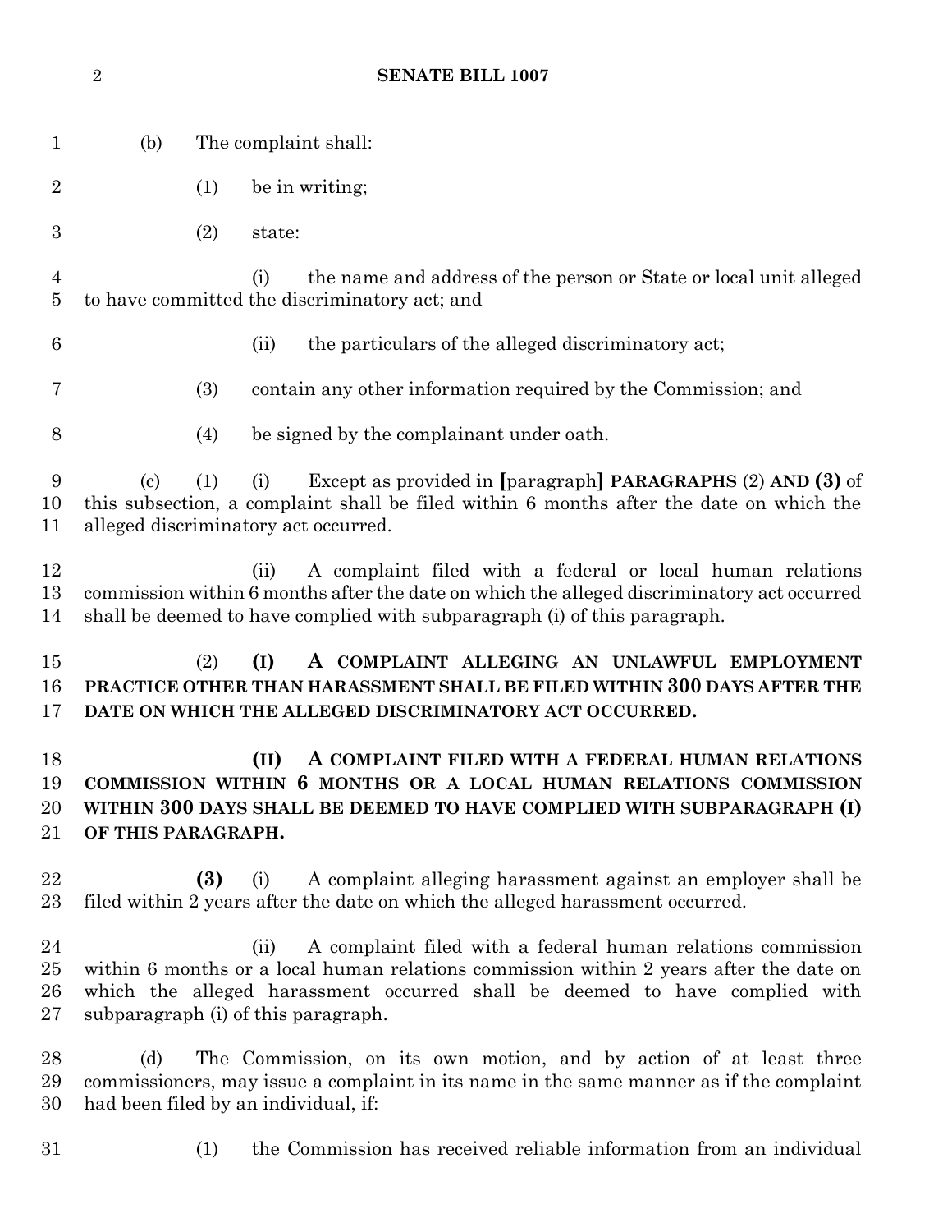(b) The complaint shall:

(1) be in writing;

(2) state:

(i) the name and address of the person or State or local unit alleged to have committed the discriminatory act; and

(ii) the particulars of the alleged discriminatory act;

(3) contain any other information required by the Commission; and

(4) be signed by the complainant under oath.

(c) (1) (i) Except as provided in **[**paragraph**]** **PARAGRAPHS** (2) **AND (3)** of this subsection, a complaint shall be filed within 6 months after the date on which the alleged discriminatory act occurred.

(ii) A complaint filed with a federal or local human relations commission within 6 months after the date on which the alleged discriminatory act occurred shall be deemed to have complied with subparagraph (i) of this paragraph.

(2) **(I) A COMPLAINT ALLEGING AN UNLAWFUL EMPLOYMENT PRACTICE OTHER THAN HARASSMENT SHALL BE FILED WITHIN 300 DAYS AFTER THE DATE ON WHICH THE ALLEGED DISCRIMINATORY ACT OCCURRED.**

**(II) A COMPLAINT FILED WITH A FEDERAL HUMAN RELATIONS COMMISSION WITHIN 6 MONTHS OR A LOCAL HUMAN RELATIONS COMMISSION WITHIN 300 DAYS SHALL BE DEEMED TO HAVE COMPLIED WITH SUBPARAGRAPH (I) OF THIS PARAGRAPH.**

**(3)** (i) A complaint alleging harassment against an employer shall be filed within 2 years after the date on which the alleged harassment occurred.

(ii) A complaint filed with a federal human relations commission within 6 months or a local human relations commission within 2 years after the date on which the alleged harassment occurred shall be deemed to have complied with subparagraph (i) of this paragraph.

(d) The Commission, on its own motion, and by action of at least three commissioners, may issue a complaint in its name in the same manner as if the complaint had been filed by an individual, if:

(1) the Commission has received reliable information from an individual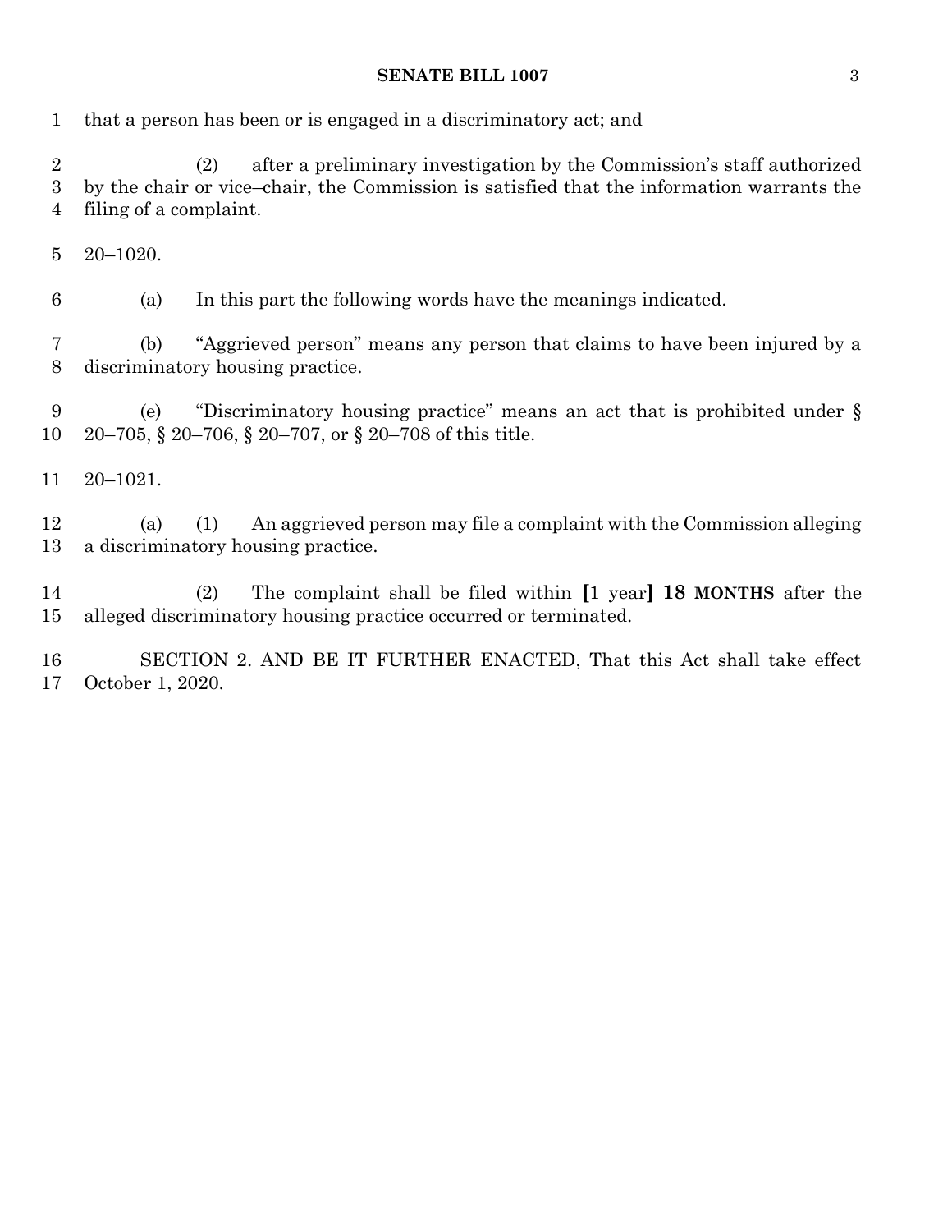that a person has been or is engaged in a discriminatory act; and

(2) after a preliminary investigation by the Commission's staff authorized by the chair or vice–chair, the Commission is satisfied that the information warrants the filing of a complaint.

20–1020.

(a) In this part the following words have the meanings indicated.

(b) "Aggrieved person" means any person that claims to have been injured by a discriminatory housing practice.

(e) "Discriminatory housing practice" means an act that is prohibited under § 20–705, § 20–706, § 20–707, or § 20–708 of this title.

20–1021.

(a) (1) An aggrieved person may file a complaint with the Commission alleging a discriminatory housing practice.

(2) The complaint shall be filed within **[**1 year**]** **18 MONTHS** after the alleged discriminatory housing practice occurred or terminated.

SECTION 2. AND BE IT FURTHER ENACTED, That this Act shall take effect October 1, 2020.